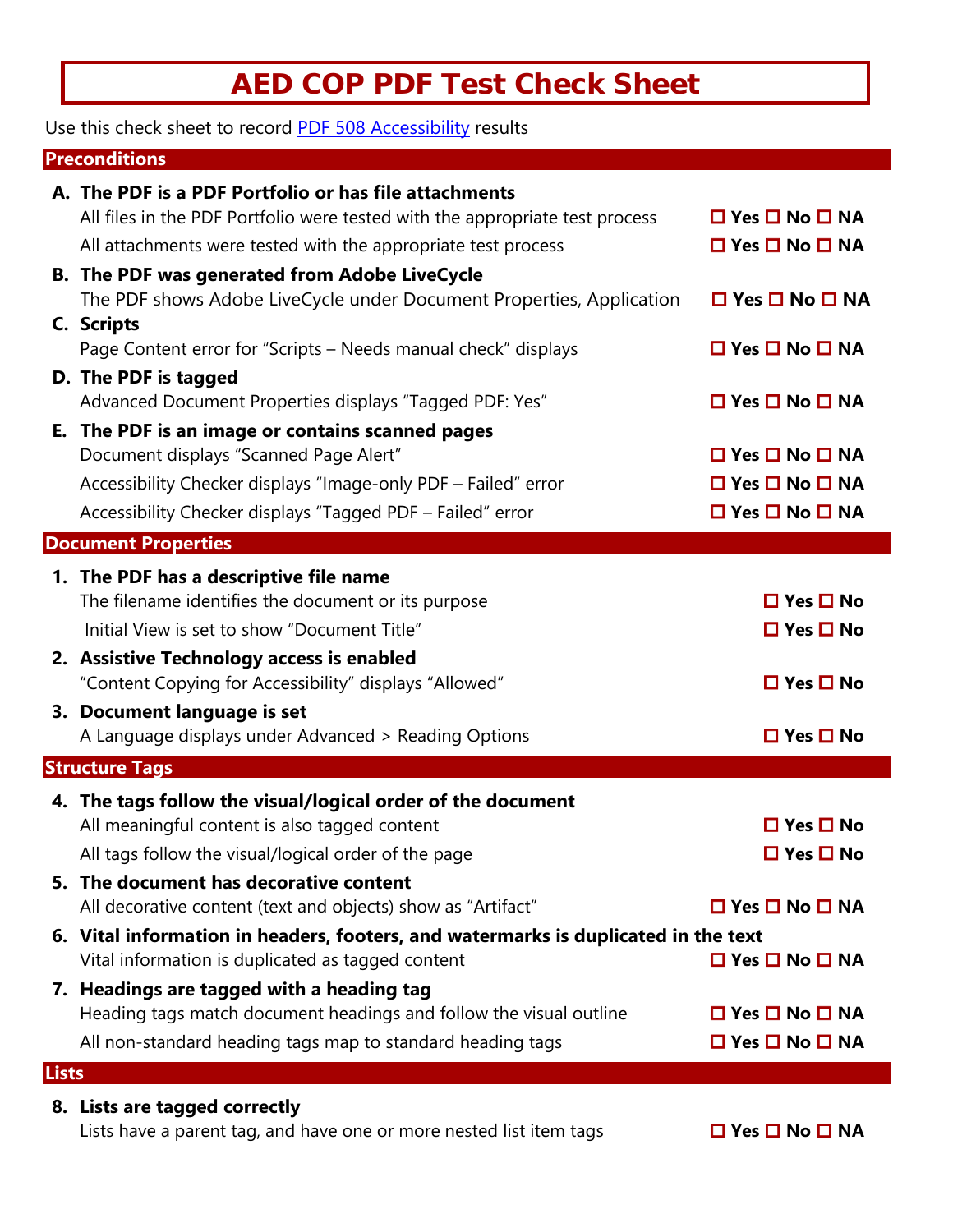# AED COP PDF Test Check Sheet

Use this check sheet to record PDF 508 Accessibility results

## Preconditions

**A. The PDF is a PDF Portfolio or has file attachments**

| | |
|---|---|
| All files in the PDF Portfolio were tested with the appropriate test process | ☐ Yes ☐ No ☐ NA |
| All attachments were tested with the appropriate test process | ☐ Yes ☐ No ☐ NA |

**B. The PDF was generated from Adobe LiveCycle**

| | |
|---|---|
| The PDF shows Adobe LiveCycle under Document Properties, Application | ☐ Yes ☐ No ☐ NA |

**C. Scripts**

| | |
|---|---|
| Page Content error for "Scripts – Needs manual check" displays | ☐ Yes ☐ No ☐ NA |

**D. The PDF is tagged**

| | |
|---|---|
| Advanced Document Properties displays "Tagged PDF: Yes" | ☐ Yes ☐ No ☐ NA |

**E. The PDF is an image or contains scanned pages**

| | |
|---|---|
| Document displays "Scanned Page Alert" | ☐ Yes ☐ No ☐ NA |
| Accessibility Checker displays "Image-only PDF – Failed" error | ☐ Yes ☐ No ☐ NA |
| Accessibility Checker displays "Tagged PDF – Failed" error | ☐ Yes ☐ No ☐ NA |

## Document Properties

**1. The PDF has a descriptive file name**

| | |
|---|---|
| The filename identifies the document or its purpose | ☐ Yes ☐ No |
| Initial View is set to show "Document Title" | ☐ Yes ☐ No |

**2. Assistive Technology access is enabled**

| | |
|---|---|
| "Content Copying for Accessibility" displays "Allowed" | ☐ Yes ☐ No |

**3. Document language is set**

| | |
|---|---|
| A Language displays under Advanced > Reading Options | ☐ Yes ☐ No |

## Structure Tags

**4. The tags follow the visual/logical order of the document**

| | |
|---|---|
| All meaningful content is also tagged content | ☐ Yes ☐ No |
| All tags follow the visual/logical order of the page | ☐ Yes ☐ No |

**5. The document has decorative content**

| | |
|---|---|
| All decorative content (text and objects) show as "Artifact" | ☐ Yes ☐ No ☐ NA |

**6. Vital information in headers, footers, and watermarks is duplicated in the text**

| | |
|---|---|
| Vital information is duplicated as tagged content | ☐ Yes ☐ No ☐ NA |

**7. Headings are tagged with a heading tag**

| | |
|---|---|
| Heading tags match document headings and follow the visual outline | ☐ Yes ☐ No ☐ NA |
| All non-standard heading tags map to standard heading tags | ☐ Yes ☐ No ☐ NA |

## Lists

**8. Lists are tagged correctly**

| | |
|---|---|
| Lists have a parent tag, and have one or more nested list item tags | ☐ Yes ☐ No ☐ NA |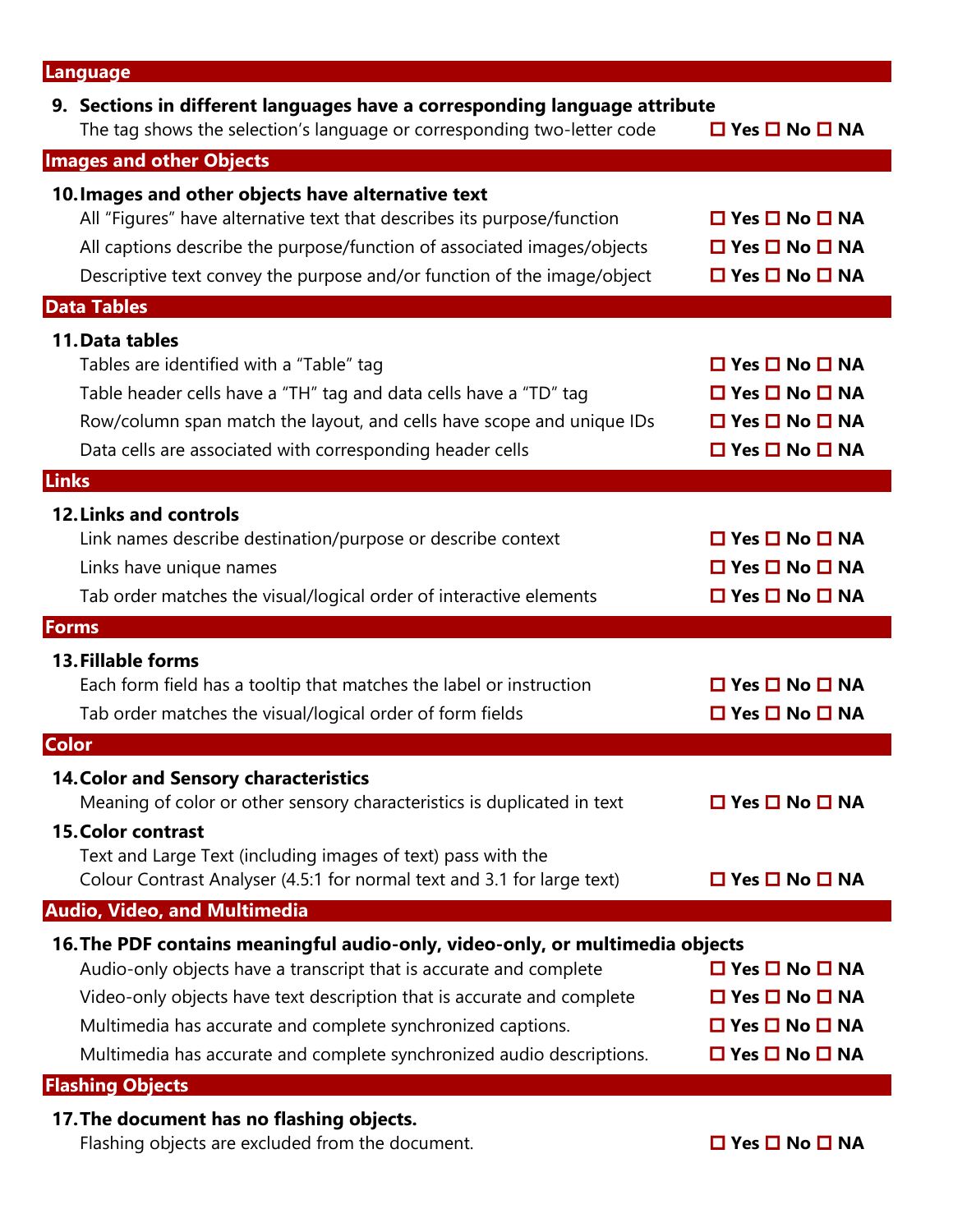## Language

**9. Sections in different languages have a corresponding language attribute**

| | |
|---|---|
| The tag shows the selection's language or corresponding two-letter code | ☐ Yes ☐ No ☐ NA |

## Images and other Objects

**10. Images and other objects have alternative text**

| | |
|---|---|
| All "Figures" have alternative text that describes its purpose/function | ☐ Yes ☐ No ☐ NA |
| All captions describe the purpose/function of associated images/objects | ☐ Yes ☐ No ☐ NA |
| Descriptive text convey the purpose and/or function of the image/object | ☐ Yes ☐ No ☐ NA |

## Data Tables

**11. Data tables**

| | |
|---|---|
| Tables are identified with a "Table" tag | ☐ Yes ☐ No ☐ NA |
| Table header cells have a "TH" tag and data cells have a "TD" tag | ☐ Yes ☐ No ☐ NA |
| Row/column span match the layout, and cells have scope and unique IDs | ☐ Yes ☐ No ☐ NA |
| Data cells are associated with corresponding header cells | ☐ Yes ☐ No ☐ NA |

## Links

**12. Links and controls**

| | |
|---|---|
| Link names describe destination/purpose or describe context | ☐ Yes ☐ No ☐ NA |
| Links have unique names | ☐ Yes ☐ No ☐ NA |
| Tab order matches the visual/logical order of interactive elements | ☐ Yes ☐ No ☐ NA |

## Forms

**13. Fillable forms**

| | |
|---|---|
| Each form field has a tooltip that matches the label or instruction | ☐ Yes ☐ No ☐ NA |
| Tab order matches the visual/logical order of form fields | ☐ Yes ☐ No ☐ NA |

## Color

**14. Color and Sensory characteristics**

| | |
|---|---|
| Meaning of color or other sensory characteristics is duplicated in text | ☐ Yes ☐ No ☐ NA |

**15. Color contrast**

| | |
|---|---|
| Text and Large Text (including images of text) pass with the Colour Contrast Analyser (4.5:1 for normal text and 3.1 for large text) | ☐ Yes ☐ No ☐ NA |

## Audio, Video, and Multimedia

**16. The PDF contains meaningful audio-only, video-only, or multimedia objects**

| | |
|---|---|
| Audio-only objects have a transcript that is accurate and complete | ☐ Yes ☐ No ☐ NA |
| Video-only objects have text description that is accurate and complete | ☐ Yes ☐ No ☐ NA |
| Multimedia has accurate and complete synchronized captions. | ☐ Yes ☐ No ☐ NA |
| Multimedia has accurate and complete synchronized audio descriptions. | ☐ Yes ☐ No ☐ NA |

## Flashing Objects

**17. The document has no flashing objects.**

| | |
|---|---|
| Flashing objects are excluded from the document. | ☐ Yes ☐ No ☐ NA |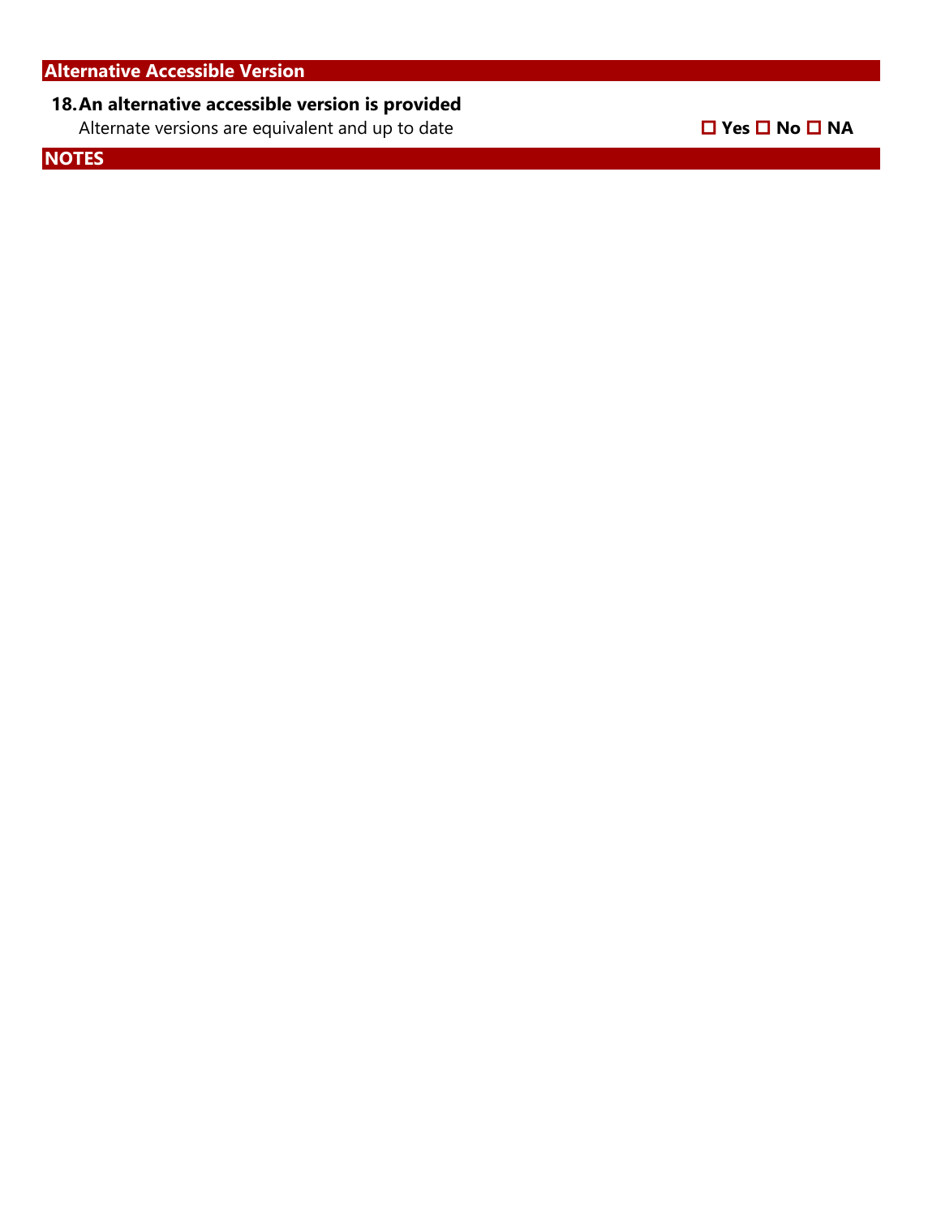## Alternative Accessible Version

**18. An alternative accessible version is provided**

Alternate versions are equivalent and up to date **☐ Yes ☐ No ☐ NA**

## NOTES